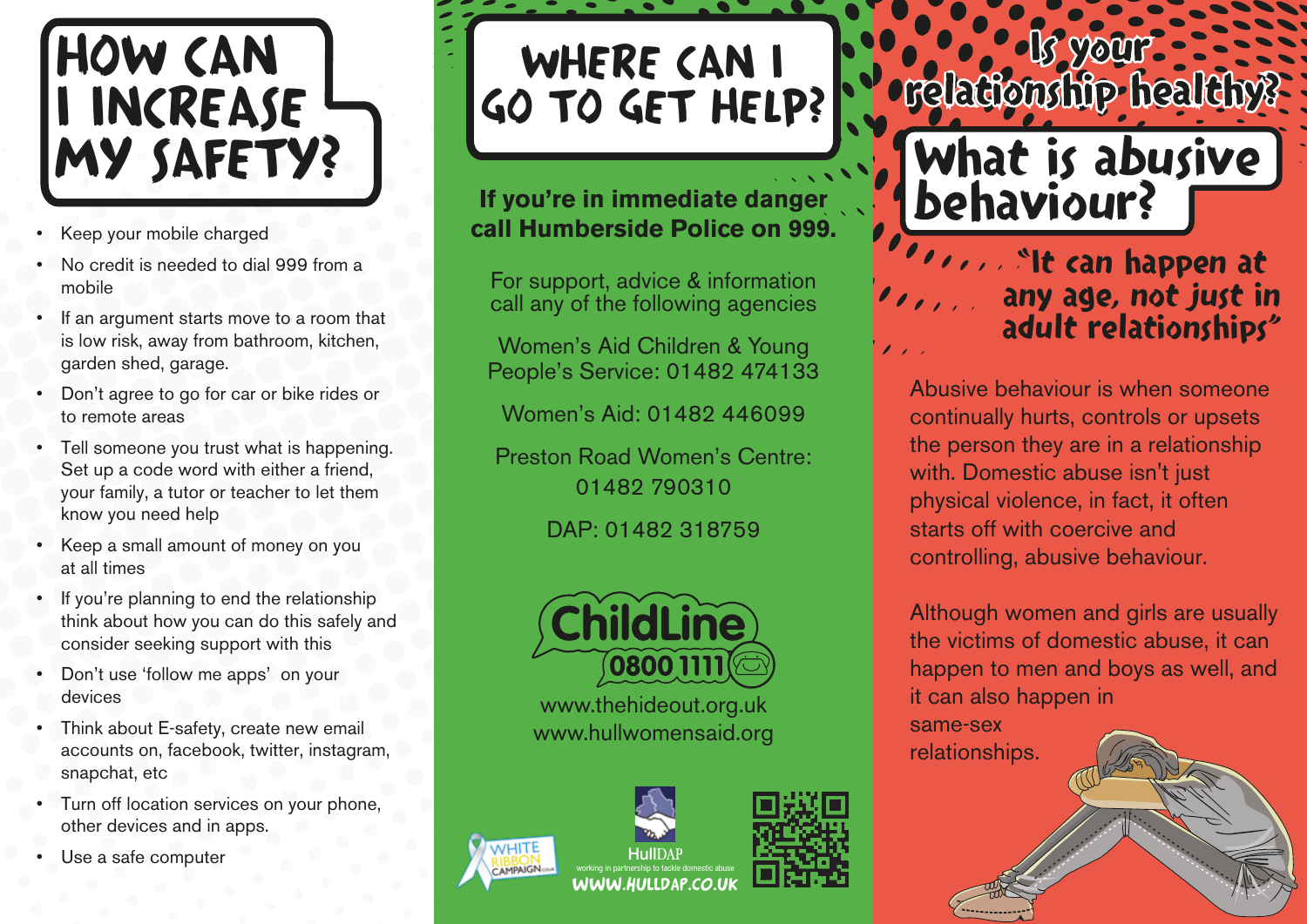# HOW CAN I INCREASE MY SAFETY?

- Keep your mobile charged
- No credit is needed to dial 999 from a mobile
- If an argument starts move to a room that is low risk, away from bathroom, kitchen, garden shed, garage.
- Don't agree to go for car or bike rides or to remote areas
- Tell someone you trust what is happening. Set up a code word with either a friend, your family, a tutor or teacher to let them know you need help
- Keep a small amount of money on you at all times
- If you're planning to end the relationship think about how you can do this safely and consider seeking support with this
- Don't use 'follow me apps' on your devices
- Think about E-safety, create new email accounts on, facebook, twitter, instagram, snapchat, etc
- Turn off location services on your phone, other devices and in apps.
- Use a safe computer

# WHERE CAN I GO TO GET HELP?

**If you're in immediate danger call Humberside Police on 999.**

For support, advice & information call any of the following agencies

Women's Aid Children & Young People's Service: 01482 474133

Women's Aid: 01482 446099

Preston Road Women's Centre: 01482 790310

DAP: 01482 318759

ChildLine 0800 1111

www.thehideout.org.uk
www.hullwomensaid.org

WHITE RIBBON CAMPAIGN

HullDAP working in partnership to tackle domestic abuse

WWW.HULLDAP.CO.UK

# Is your relationship healthy?

## What is abusive behaviour?

"It can happen at any age, not just in adult relationships"

Abusive behaviour is when someone continually hurts, controls or upsets the person they are in a relationship with. Domestic abuse isn't just physical violence, in fact, it often starts off with coercive and controlling, abusive behaviour.

Although women and girls are usually the victims of domestic abuse, it can happen to men and boys as well, and it can also happen in same-sex relationships.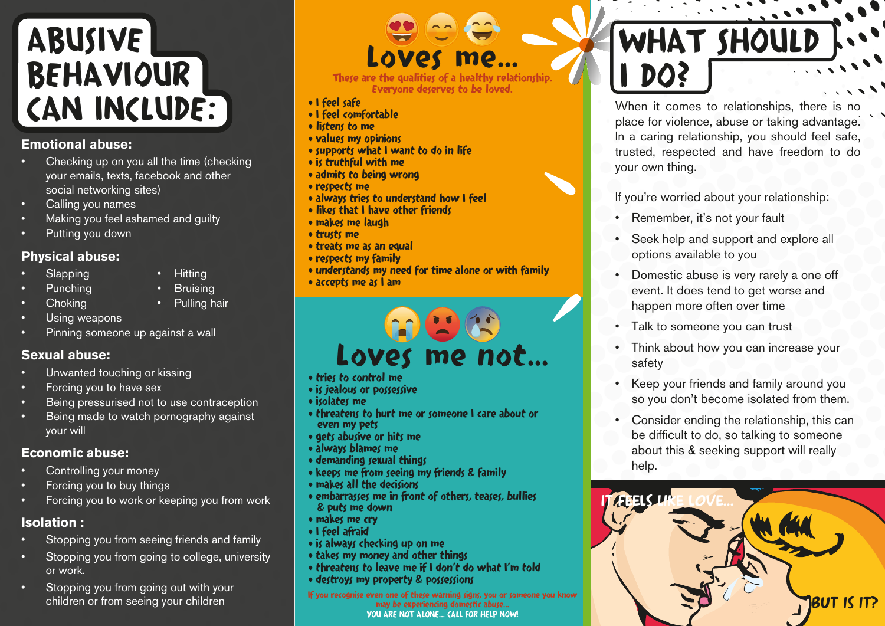# ABUSIVE BEHAVIOUR CAN INCLUDE:

### Emotional abuse:

- Checking up on you all the time (checking your emails, texts, facebook and other social networking sites)
- Calling you names
- Making you feel ashamed and guilty
- Putting you down

### Physical abuse:

- Slapping
- Punching
- Choking
- Hitting
- Bruising
- Pulling hair
- Using weapons
- Pinning someone up against a wall

### Sexual abuse:

- Unwanted touching or kissing
- Forcing you to have sex
- Being pressurised not to use contraception
- Being made to watch pornography against your will

### Economic abuse:

- Controlling your money
- Forcing you to buy things
- Forcing you to work or keeping you from work

### Isolation :

- Stopping you from seeing friends and family
- Stopping you from going to college, university or work.
- Stopping you from going out with your children or from seeing your children

# Loves me...

These are the qualities of a healthy relationship. Everyone deserves to be loved.

- I feel safe
- I feel comfortable
- listens to me
- values my opinions
- supports what I want to do in life
- is truthful with me
- admits to being wrong
- respects me
- always tries to understand how I feel
- likes that I have other friends
- makes me laugh
- trusts me
- treats me as an equal
- respects my family
- understands my need for time alone or with family
- accepts me as I am

# Loves me not...

- tries to control me
- is jealous or possessive
- isolates me
- threatens to hurt me or someone I care about or even my pets
- gets abusive or hits me
- always blames me
- demanding sexual things
- keeps me from seeing my friends & family
- makes all the decisions
- embarrasses me in front of others, teases, bullies & puts me down
- makes me cry
- I feel afraid
- is always checking up on me
- takes my money and other things
- threatens to leave me if I don't do what I'm told
- destroys my property & possessions

If you recognise even one of these warning signs, you or someone you know may be experiencing domestic abuse...

**YOU ARE NOT ALONE... CALL FOR HELP NOW!**

# WHAT SHOULD I DO?

When it comes to relationships, there is no place for violence, abuse or taking advantage. In a caring relationship, you should feel safe, trusted, respected and have freedom to do your own thing.

If you're worried about your relationship:

- Remember, it's not your fault
- Seek help and support and explore all options available to you
- Domestic abuse is very rarely a one off event. It does tend to get worse and happen more often over time
- Talk to someone you can trust
- Think about how you can increase your safety
- Keep your friends and family around you so you don't become isolated from them.
- Consider ending the relationship, this can be difficult to do, so talking to someone about this & seeking support will really help.

IT FEELS LIKE LOVE...

BUT IS IT?